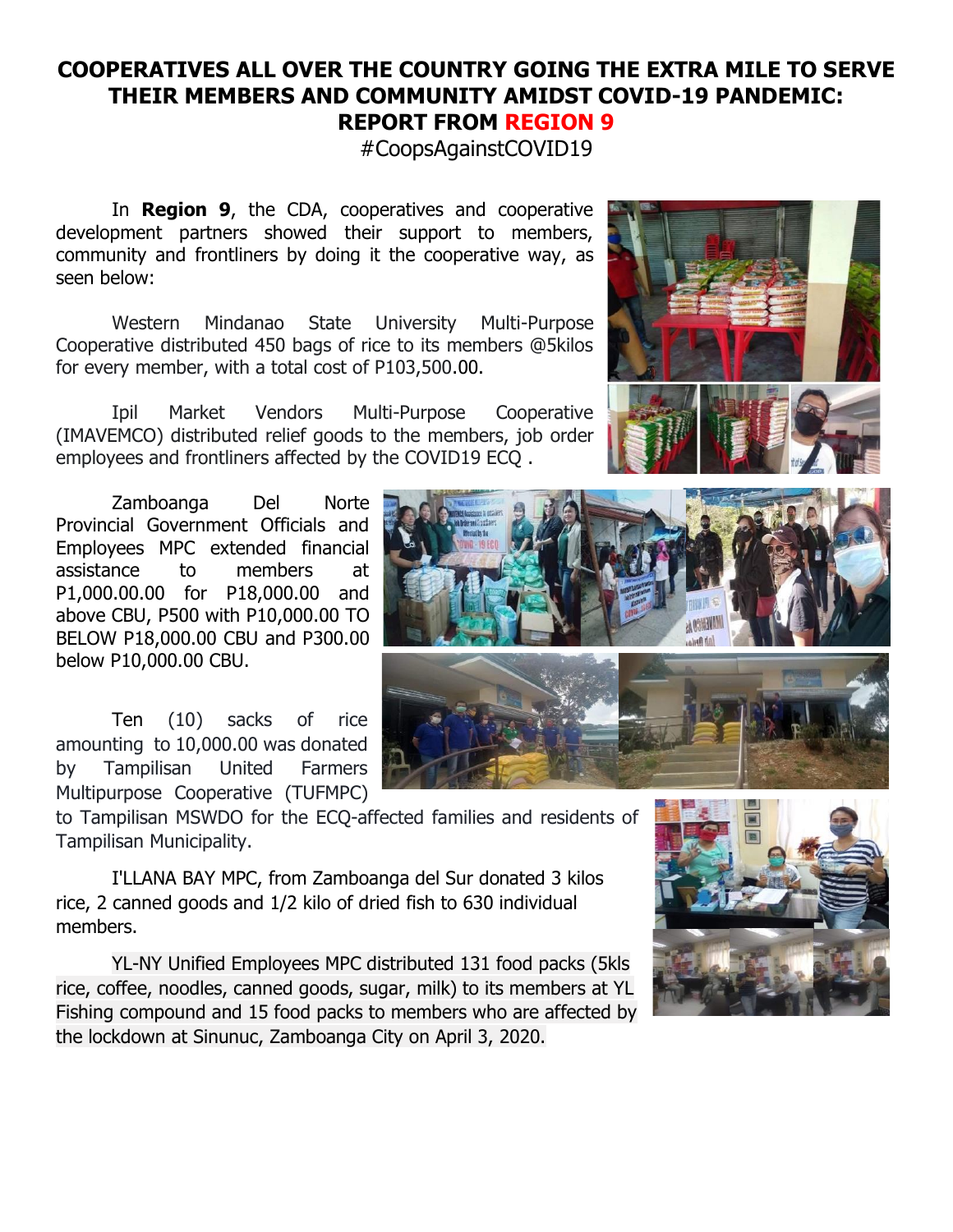# COOPERATIVES ALL OVER THE COUNTRY GOING THE EXTRA MILE TO SERVE THEIR MEMBERS AND COMMUNITY AMIDST COVID-19 PANDEMIC: REPORT FROM REGION 9

#CoopsAgainstCOVID19

In **Region 9**, the CDA, cooperatives and cooperative development partners showed their support to members, community and frontliners by doing it the cooperative way, as seen below:

Western Mindanao State University Multi-Purpose Cooperative distributed 450 bags of rice to its members @5kilos for every member, with a total cost of P103,500.00.

Ipil Market Vendors Multi-Purpose Cooperative (IMAVEMCO) distributed relief goods to the members, job order employees and frontliners affected by the COVID19 ECQ .

Zamboanga Del Norte Provincial Government Officials and Employees MPC extended financial assistance to members at P1,000.00.00 for P18,000.00 and above CBU, P500 with P10,000.00 TO BELOW P18,000.00 CBU and P300.00 below P10,000.00 CBU.

Ten (10) sacks of rice amounting to 10,000.00 was donated by Tampilisan United Farmers Multipurpose Cooperative (TUFMPC) to Tampilisan MSWDO for the ECQ-affected families and residents of Tampilisan Municipality.

I'LLANA BAY MPC, from Zamboanga del Sur donated 3 kilos rice, 2 canned goods and 1/2 kilo of dried fish to 630 individual members.

YL-NY Unified Employees MPC distributed 131 food packs (5kls rice, coffee, noodles, canned goods, sugar, milk) to its members at YL Fishing compound and 15 food packs to members who are affected by the lockdown at Sinunuc, Zamboanga City on April 3, 2020.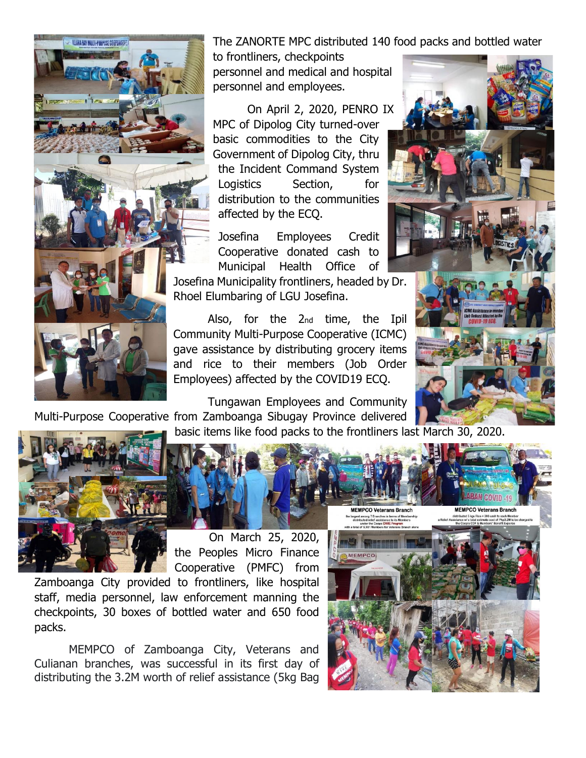The ZANORTE MPC distributed 140 food packs and bottled water to frontliners, checkpoints personnel and medical and hospital personnel and employees.

On April 2, 2020, PENRO IX MPC of Dipolog City turned-over basic commodities to the City Government of Dipolog City, thru the Incident Command System Logistics Section, for distribution to the communities affected by the ECQ.

Josefina Employees Credit Cooperative donated cash to Municipal Health Office of Josefina Municipality frontliners, headed by Dr. Rhoel Elumbaring of LGU Josefina.

Also, for the 2nd time, the Ipil Community Multi-Purpose Cooperative (ICMC) gave assistance by distributing grocery items and rice to their members (Job Order Employees) affected by the COVID19 ECQ.

Tungawan Employees and Community Multi-Purpose Cooperative from Zamboanga Sibugay Province delivered basic items like food packs to the frontliners last March 30, 2020.

On March 25, 2020, the Peoples Micro Finance Cooperative (PMFC) from Zamboanga City provided to frontliners, like hospital staff, media personnel, law enforcement manning the checkpoints, 30 boxes of bottled water and 650 food packs.

MEMPCO of Zamboanga City, Veterans and Culianan branches, was successful in its first day of distributing the 3.2M worth of relief assistance (5kg Bag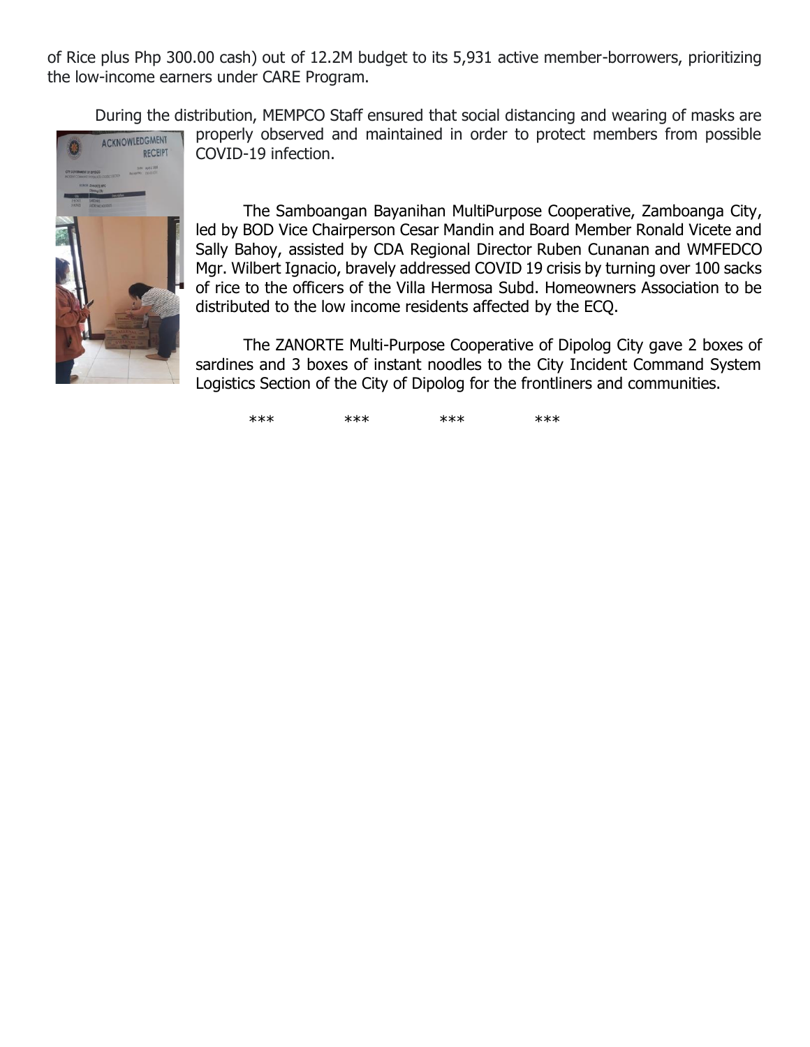of Rice plus Php 300.00 cash) out of 12.2M budget to its 5,931 active member-borrowers, prioritizing the low-income earners under CARE Program.

During the distribution, MEMPCO Staff ensured that social distancing and wearing of masks are properly observed and maintained in order to protect members from possible COVID-19 infection.

The Samboangan Bayanihan MultiPurpose Cooperative, Zamboanga City, led by BOD Vice Chairperson Cesar Mandin and Board Member Ronald Vicete and Sally Bahoy, assisted by CDA Regional Director Ruben Cunanan and WMFEDCO Mgr. Wilbert Ignacio, bravely addressed COVID 19 crisis by turning over 100 sacks of rice to the officers of the Villa Hermosa Subd. Homeowners Association to be distributed to the low income residents affected by the ECQ.

The ZANORTE Multi-Purpose Cooperative of Dipolog City gave 2 boxes of sardines and 3 boxes of instant noodles to the City Incident Command System Logistics Section of the City of Dipolog for the frontliners and communities.

*** *** *** ***